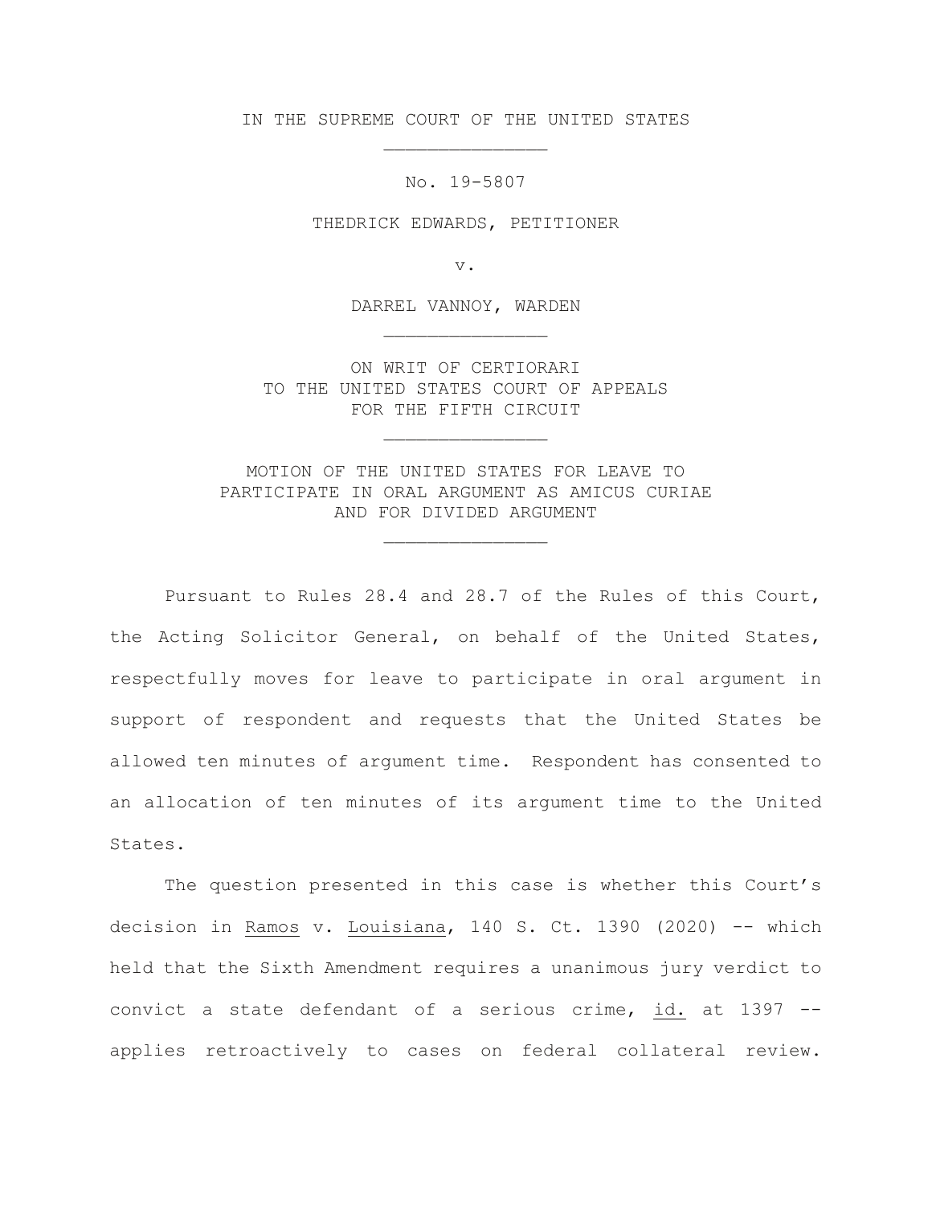IN THE SUPREME COURT OF THE UNITED STATES

\_\_\_\_\_\_\_\_\_\_\_\_\_\_\_

No. 19-5807

THEDRICK EDWARDS, PETITIONER

v.

DARREL VANNOY, WARDEN

\_\_\_\_\_\_\_\_\_\_\_\_\_\_\_

ON WRIT OF CERTIORARI
TO THE UNITED STATES COURT OF APPEALS
FOR THE FIFTH CIRCUIT

\_\_\_\_\_\_\_\_\_\_\_\_\_\_\_

MOTION OF THE UNITED STATES FOR LEAVE TO
PARTICIPATE IN ORAL ARGUMENT AS AMICUS CURIAE
AND FOR DIVIDED ARGUMENT

\_\_\_\_\_\_\_\_\_\_\_\_\_\_\_

Pursuant to Rules 28.4 and 28.7 of the Rules of this Court, the Acting Solicitor General, on behalf of the United States, respectfully moves for leave to participate in oral argument in support of respondent and requests that the United States be allowed ten minutes of argument time. Respondent has consented to an allocation of ten minutes of its argument time to the United States.

The question presented in this case is whether this Court's decision in Ramos v. Louisiana, 140 S. Ct. 1390 (2020) -- which held that the Sixth Amendment requires a unanimous jury verdict to convict a state defendant of a serious crime, id. at 1397 -- applies retroactively to cases on federal collateral review.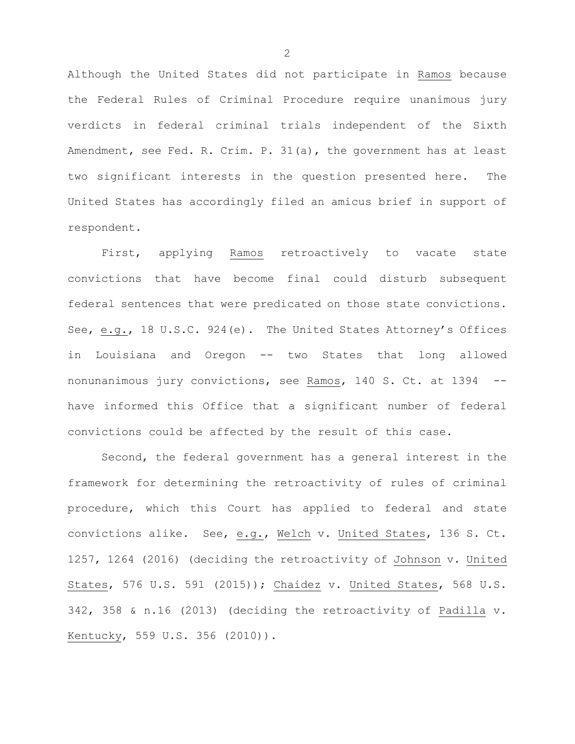Although the United States did not participate in Ramos because the Federal Rules of Criminal Procedure require unanimous jury verdicts in federal criminal trials independent of the Sixth Amendment, see Fed. R. Crim. P. 31(a), the government has at least two significant interests in the question presented here. The United States has accordingly filed an amicus brief in support of respondent.

First, applying Ramos retroactively to vacate state convictions that have become final could disturb subsequent federal sentences that were predicated on those state convictions. See, e.g., 18 U.S.C. 924(e). The United States Attorney's Offices in Louisiana and Oregon -- two States that long allowed nonunanimous jury convictions, see Ramos, 140 S. Ct. at 1394 -- have informed this Office that a significant number of federal convictions could be affected by the result of this case.

Second, the federal government has a general interest in the framework for determining the retroactivity of rules of criminal procedure, which this Court has applied to federal and state convictions alike. See, e.g., Welch v. United States, 136 S. Ct. 1257, 1264 (2016) (deciding the retroactivity of Johnson v. United States, 576 U.S. 591 (2015)); Chaidez v. United States, 568 U.S. 342, 358 & n.16 (2013) (deciding the retroactivity of Padilla v. Kentucky, 559 U.S. 356 (2010)).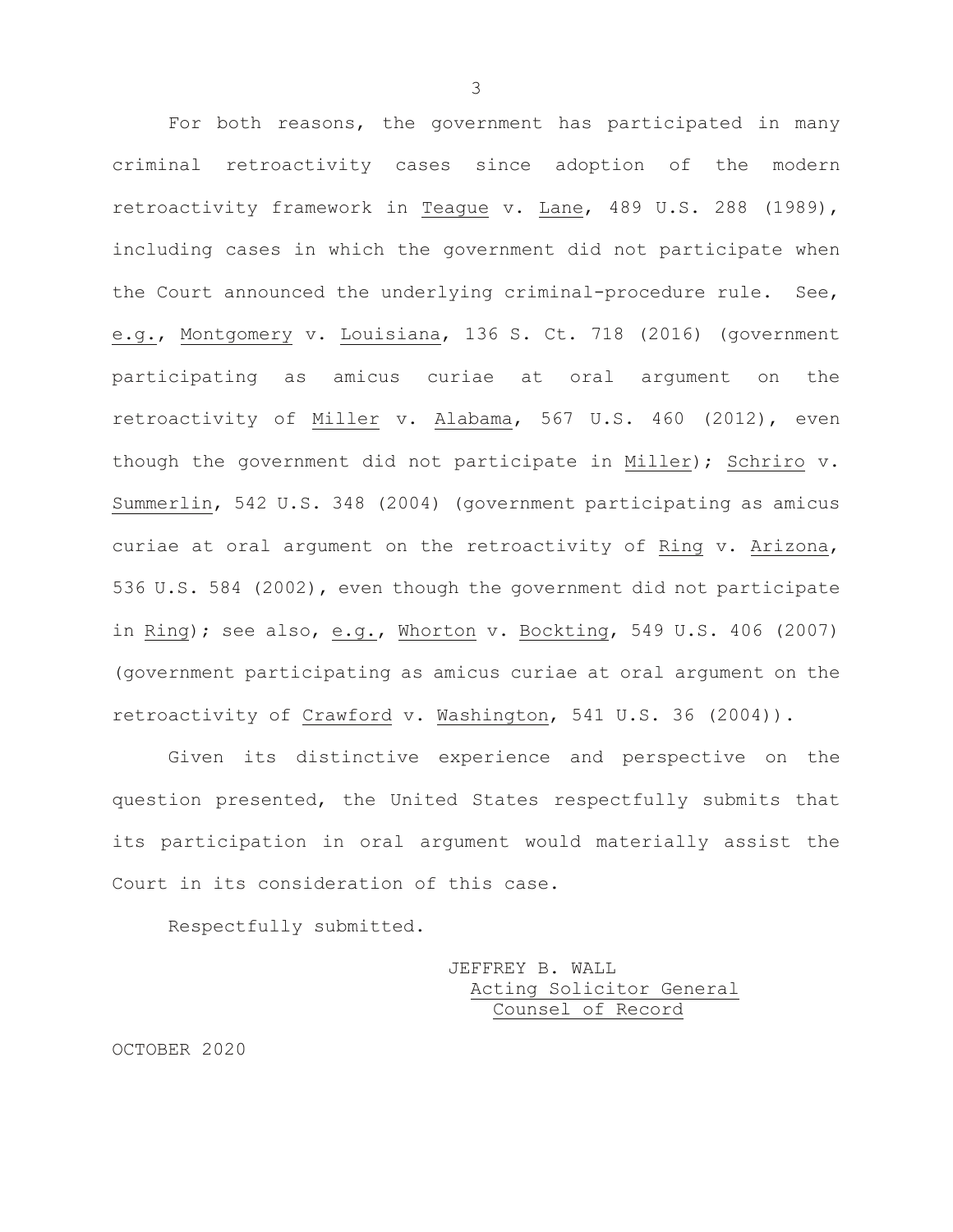For both reasons, the government has participated in many criminal retroactivity cases since adoption of the modern retroactivity framework in Teague v. Lane, 489 U.S. 288 (1989), including cases in which the government did not participate when the Court announced the underlying criminal-procedure rule. See, e.g., Montgomery v. Louisiana, 136 S. Ct. 718 (2016) (government participating as amicus curiae at oral argument on the retroactivity of Miller v. Alabama, 567 U.S. 460 (2012), even though the government did not participate in Miller); Schriro v. Summerlin, 542 U.S. 348 (2004) (government participating as amicus curiae at oral argument on the retroactivity of Ring v. Arizona, 536 U.S. 584 (2002), even though the government did not participate in Ring); see also, e.g., Whorton v. Bockting, 549 U.S. 406 (2007) (government participating as amicus curiae at oral argument on the retroactivity of Crawford v. Washington, 541 U.S. 36 (2004)).

Given its distinctive experience and perspective on the question presented, the United States respectfully submits that its participation in oral argument would materially assist the Court in its consideration of this case.

Respectfully submitted.

JEFFREY B. WALL
Acting Solicitor General
Counsel of Record

OCTOBER 2020